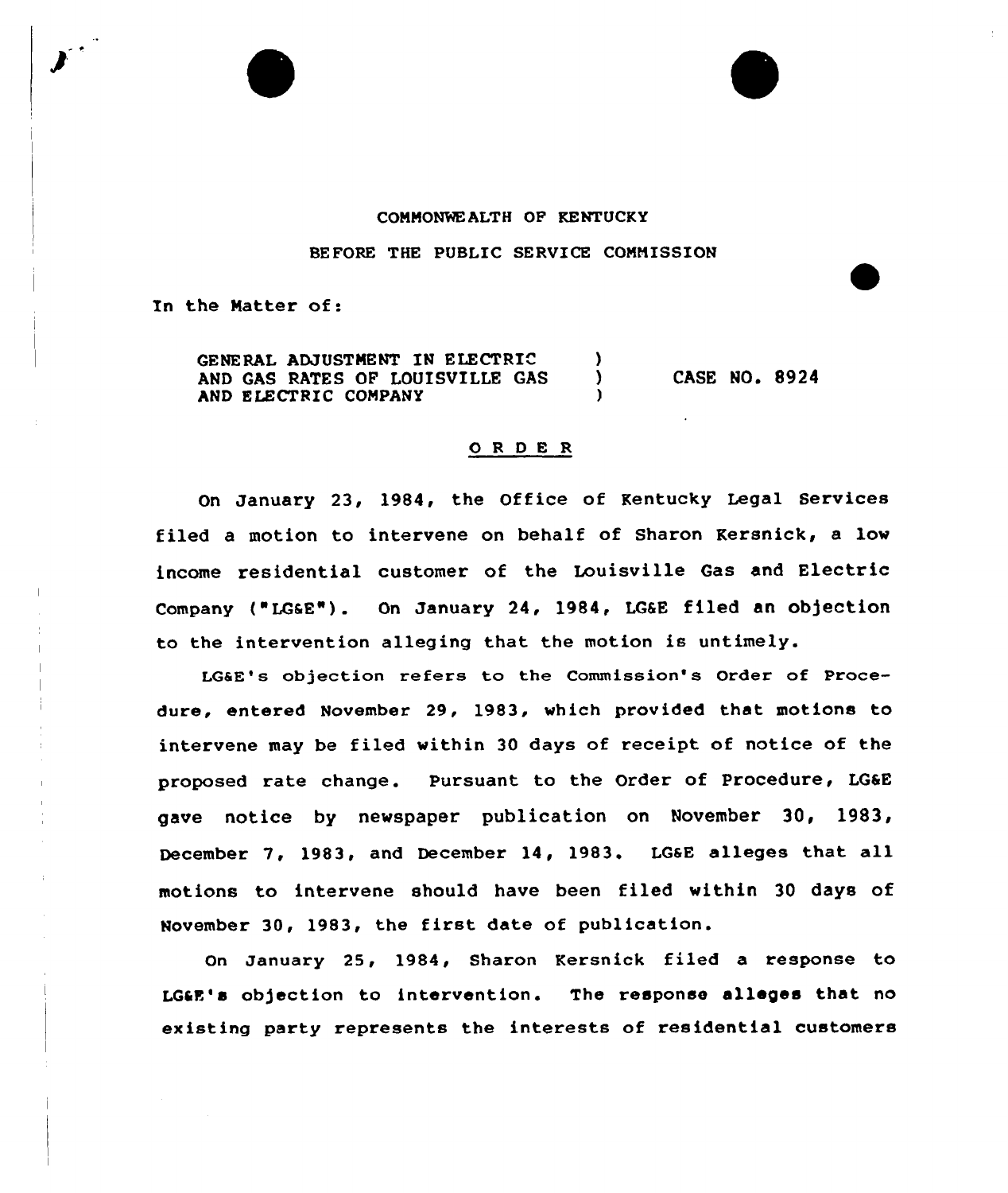COMMONWEALTH OF KENTUCKY

BEFORE THE PUBLIC SERVICE COMMISSION

In the Matter of:

GENERAL ADJUSTMENT IN ELECTRIC AND GAS RATES OF LOUISVILLE GAS AND ELECTRIC COMPANY ) CASE NO. 8924

## O R D E R

On January 23, 1984, the Office of Kentucky Legal Services filed a motion to intervene on behalf of Sharon Kersnick, a low income residential customer of the Louisville Gas and Electric Company ("LG&E"). On January 24, 1984, LG&E filed an objection to the intervention alleging that the motion is untimely.

LG&E's objection refers to the Commission's Order of Procedure, entered November 29, 1983, which provided that motions to intervene may be filed within 30 days of receipt of notice of the proposed rate change. Pursuant to the Order of Procedure, LG&E gave notice by newspaper publication on November 30, 1983, December 7, 1983, and December 14, 1983. LG&E alleges that all motions to intervene should have been filed within 30 days of November 30, 1983, the first date of publication.

On January 25, 1984, Sharon Kersnick filed a response to LG&E's objection to intervention. The response alleges that no existing party represents the interests of residential customers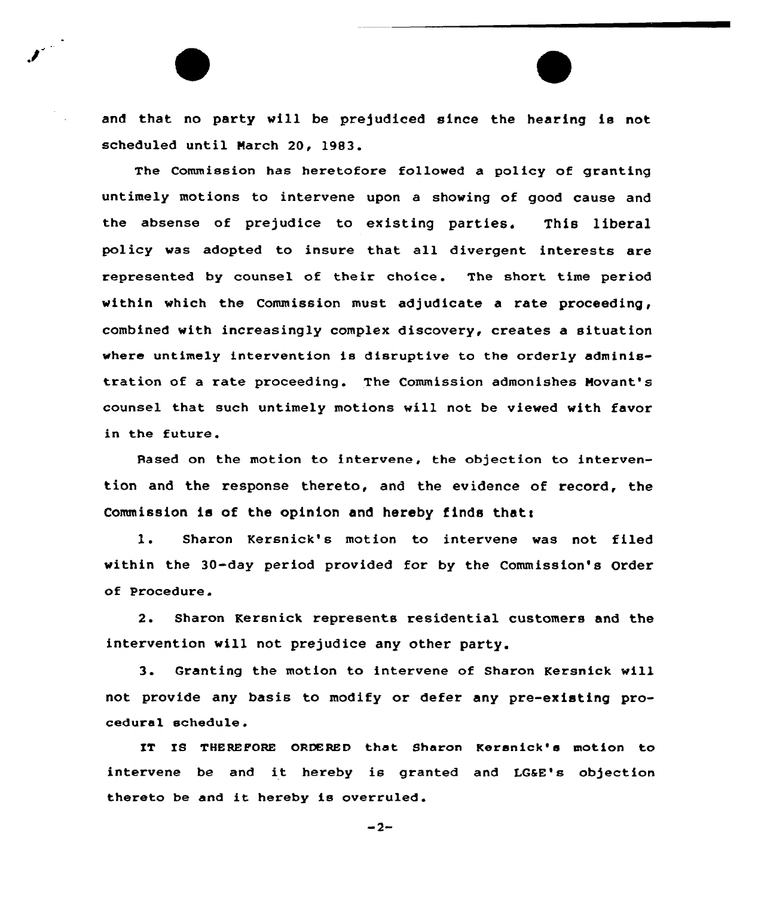and that no party will be prejudiced since the hearing is not scheduled until March 20, 1983.

The Commission has heretofore followed a policy of granting untimely motions to intervene upon a showing of good cause and the absense of prejudice to existing parties. This liberal policy was adopted to insure that all divergent interests are represented by counsel of their choice. The short time period within which the Commission must adjudicate a rate proceeding, combined with increasingly complex discovery, creates a situation where untimely intervention is disruptive to the orderly administration of a rate proceeding. The Commission admonishes Movant's counsel that such untimely motions will not be viewed with favor in the future.

Based on the motion to intervene, the objection to intervention and the response thereto, and the evidence of record, the Commission is of the opinion and hereby finds that:

1. Sharon Kersnick's motion to intervene was not filed within the 30-day period provided for by the Commission's Order of Procedure.

2. Sharon Kersnick represents residential customers and the intervention will not prejudice any other party.

3. Granting the motion to intervene of Sharon Kersnick will not provide any basis to modify or defer any pre-existing procedural schedule.

IT IS THEREFORE ORDERED that Sharon Kersnick's motion to intervene be and it hereby is granted and LG&E's objection thereto be and it hereby is overruled.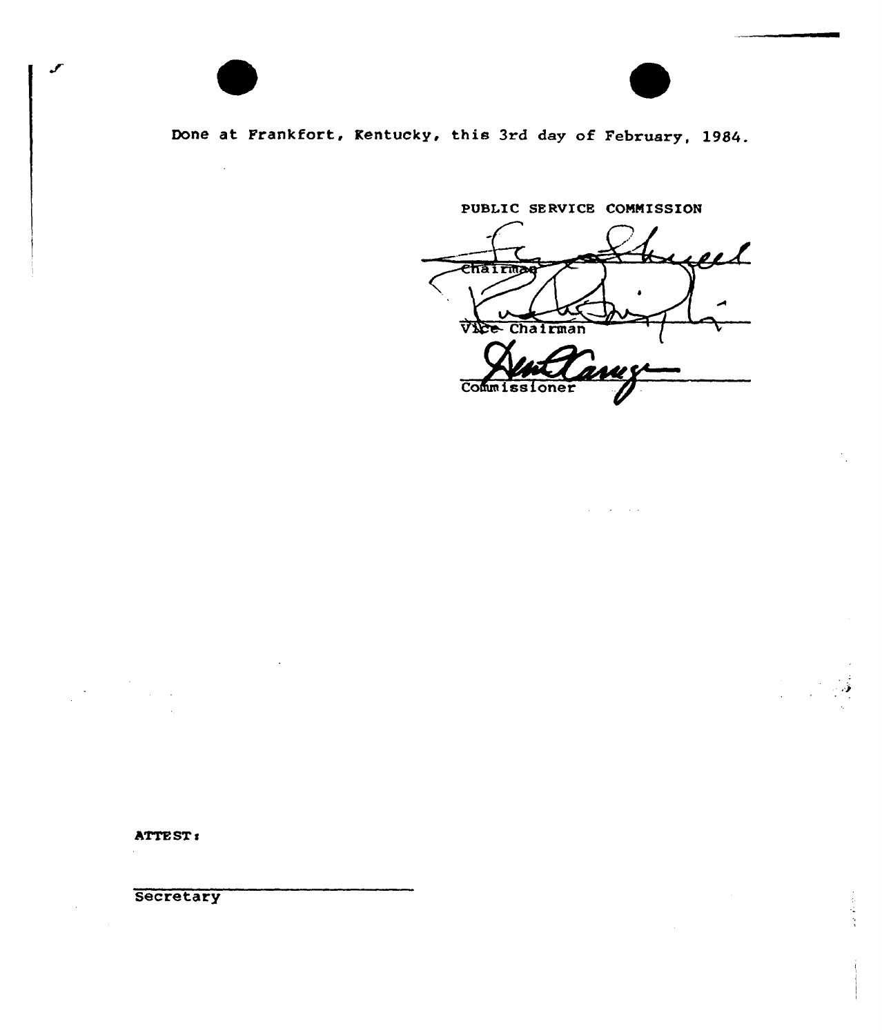Done at Frankfort, Kentucky, this 3rd day of February, 1984.

PUBLIC SERVICE COMMISSION

Chairman

Vice Chairman

Commissioner

ATTEST:

Secretary